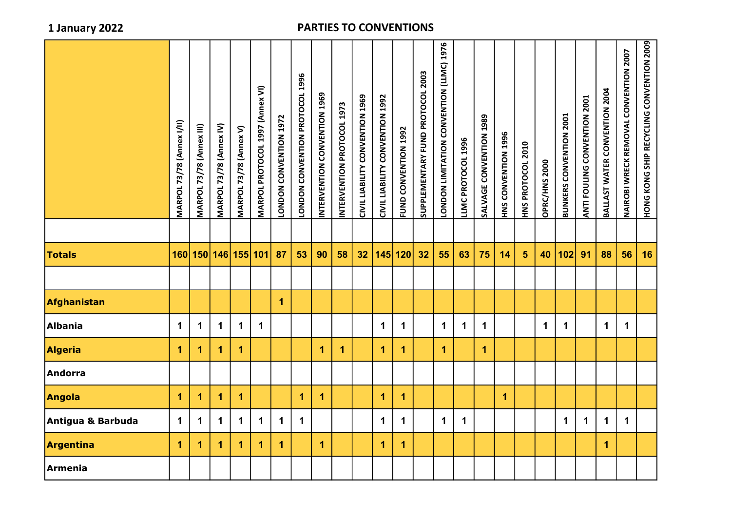**1 January 2022**

# PARTIES TO CONVENTIONS

| | MARPOL 73/78 (Annex I/II) | MARPOL 73/78 (Annex III) | MARPOL 73/78 (Annex IV) | MARPOL 73/78 (Annex V) | MARPOL PROTOCOL 1997 (Annex VI) | LONDON CONVENTION 1972 | LONDON CONVENTION PROTOCOL 1996 | INTERVENTION CONVENTION 1969 | INTERVENTION PROTOCOL 1973 | CIVIL LIABILITY CONVENTION 1969 | CIVIL LIABILITY CONVENTION 1992 | FUND CONVENTION 1992 | SUPPLEMENTARY FUND PROTOCOL 2003 | LONDON LIMITATION CONVENTION (LLMC) 1976 | LLMC PROTOCOL 1996 | SALVAGE CONVENTION 1989 | HNS CONVENTION 1996 | HNS PROTOCOL 2010 | OPRC/HNS 2000 | BUNKERS CONVENTION 2001 | ANTI FOULING CONVENTION 2001 | BALLAST WATER CONVENTION 2004 | NAIROBI WRECK REMOVAL CONVENTION 2007 | HONG KONG SHIP RECYCLING CONVENTION 2009 |
|---|---|---|---|---|---|---|---|---|---|---|---|---|---|---|---|---|---|---|---|---|---|---|---|---|
| **Totals** | 160 | 150 | 146 | 155 | 101 | 87 | 53 | 90 | 58 | 32 | 145 | 120 | 32 | 55 | 63 | 75 | 14 | 5 | 40 | 102 | 91 | 88 | 56 | 16 |
| **Afghanistan** | | | | | | 1 | | | | | | | | | | | | | | | | | | |
| **Albania** | 1 | 1 | 1 | 1 | 1 | | | | | | 1 | 1 | | 1 | 1 | 1 | | | 1 | 1 | | 1 | 1 | |
| **Algeria** | 1 | 1 | 1 | 1 | | | | 1 | 1 | | 1 | 1 | | 1 | | 1 | | | | | | | | |
| **Andorra** | | | | | | | | | | | | | | | | | | | | | | | | |
| **Angola** | 1 | 1 | 1 | 1 | | | 1 | 1 | | | 1 | 1 | | | | | 1 | | | | | | | |
| **Antigua & Barbuda** | 1 | 1 | 1 | 1 | 1 | 1 | 1 | | | | 1 | 1 | | 1 | 1 | | | | | 1 | 1 | 1 | 1 | |
| **Argentina** | 1 | 1 | 1 | 1 | 1 | 1 | | 1 | | | 1 | 1 | | | | | | | | | | 1 | | |
| **Armenia** | | | | | | | | | | | | | | | | | | | | | | | | |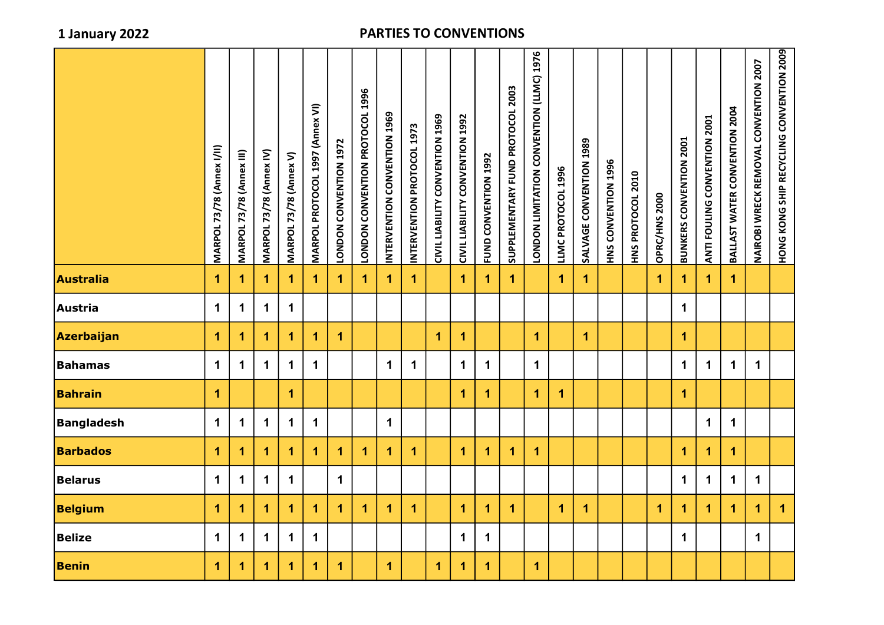**1 January 2022**

## PARTIES TO CONVENTIONS

| | MARPOL 73/78 (Annex I/II) | MARPOL 73/78 (Annex III) | MARPOL 73/78 (Annex IV) | MARPOL 73/78 (Annex V) | MARPOL PROTOCOL 1997 (Annex VI) | LONDON CONVENTION 1972 | LONDON CONVENTION PROTOCOL 1996 | INTERVENTION CONVENTION 1969 | INTERVENTION PROTOCOL 1973 | CIVIL LIABILITY CONVENTION 1969 | CIVIL LIABILITY CONVENTION 1992 | FUND CONVENTION 1992 | SUPPLEMENTARY FUND PROTOCOL 2003 | LONDON LIMITATION CONVENTION (LLMC) 1976 | LLMC PROTOCOL 1996 | SALVAGE CONVENTION 1989 | HNS CONVENTION 1996 | HNS PROTOCOL 2010 | OPRC/HNS 2000 | BUNKERS CONVENTION 2001 | ANTI FOULING CONVENTION 2001 | BALLAST WATER CONVENTION 2004 | NAIROBI WRECK REMOVAL CONVENTION 2007 | HONG KONG SHIP RECYCLING CONVENTION 2009 |
|---|---|---|---|---|---|---|---|---|---|---|---|---|---|---|---|---|---|---|---|---|---|---|---|---|
| **Australia** | 1 | 1 | 1 | 1 | 1 | 1 | 1 | 1 | 1 | | 1 | 1 | 1 | | 1 | 1 | | | 1 | 1 | 1 | 1 | | |
| **Austria** | 1 | 1 | 1 | 1 | | | | | | | | | | | | | | | | 1 | | | | |
| **Azerbaijan** | 1 | 1 | 1 | 1 | 1 | 1 | | | | 1 | 1 | | | 1 | | 1 | | | | 1 | | | | |
| **Bahamas** | 1 | 1 | 1 | 1 | 1 | | | 1 | 1 | | 1 | 1 | | 1 | | | | | | 1 | 1 | 1 | 1 | |
| **Bahrain** | 1 | | | 1 | | | | | | | 1 | 1 | | 1 | 1 | | | | | 1 | | | | |
| **Bangladesh** | 1 | 1 | 1 | 1 | 1 | | | 1 | | | | | | | | | | | | | 1 | 1 | | |
| **Barbados** | 1 | 1 | 1 | 1 | 1 | 1 | 1 | 1 | 1 | | 1 | 1 | 1 | 1 | | | | | | 1 | 1 | 1 | | |
| **Belarus** | 1 | 1 | 1 | 1 | | 1 | | | | | | | | | | | | | | 1 | 1 | 1 | 1 | |
| **Belgium** | 1 | 1 | 1 | 1 | 1 | 1 | 1 | 1 | 1 | | 1 | 1 | 1 | | 1 | 1 | | | 1 | 1 | 1 | 1 | 1 | 1 |
| **Belize** | 1 | 1 | 1 | 1 | 1 | | | | | | 1 | 1 | | | | | | | | 1 | | | 1 | |
| **Benin** | 1 | 1 | 1 | 1 | 1 | 1 | | 1 | | 1 | 1 | 1 | | 1 | | | | | | | | | | |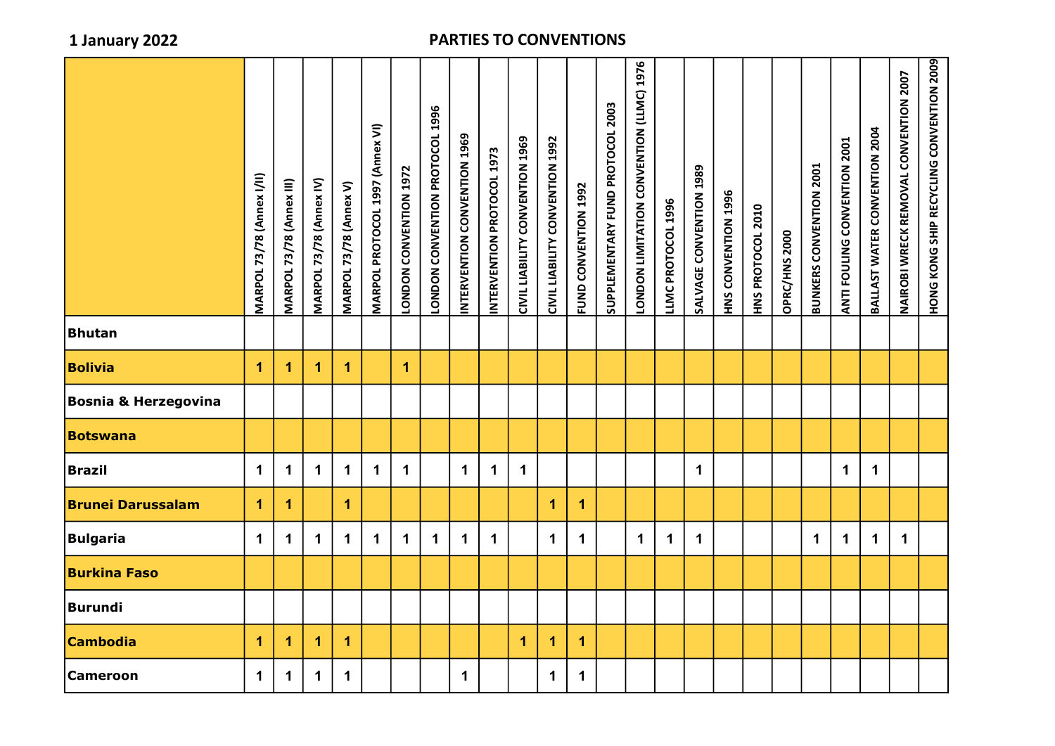**1 January 2022**

# PARTIES TO CONVENTIONS

| | MARPOL 73/78 (Annex I/II) | MARPOL 73/78 (Annex III) | MARPOL 73/78 (Annex IV) | MARPOL 73/78 (Annex V) | MARPOL PROTOCOL 1997 (Annex VI) | LONDON CONVENTION 1972 | LONDON CONVENTION PROTOCOL 1996 | INTERVENTION CONVENTION 1969 | INTERVENTION PROTOCOL 1973 | CIVIL LIABILITY CONVENTION 1969 | CIVIL LIABILITY CONVENTION 1992 | FUND CONVENTION 1992 | SUPPLEMENTARY FUND PROTOCOL 2003 | LONDON LIMITATION CONVENTION (LLMC) 1976 | LLMC PROTOCOL 1996 | SALVAGE CONVENTION 1989 | HNS CONVENTION 1996 | HNS PROTOCOL 2010 | OPRC/HNS 2000 | BUNKERS CONVENTION 2001 | ANTI FOULING CONVENTION 2001 | BALLAST WATER CONVENTION 2004 | NAIROBI WRECK REMOVAL CONVENTION 2007 | HONG KONG SHIP RECYCLING CONVENTION 2009 |
|---|---|---|---|---|---|---|---|---|---|---|---|---|---|---|---|---|---|---|---|---|---|---|---|---|
| **Bhutan** | | | | | | | | | | | | | | | | | | | | | | | | |
| **Bolivia** | 1 | 1 | 1 | 1 | | 1 | | | | | | | | | | | | | | | | | | |
| **Bosnia & Herzegovina** | | | | | | | | | | | | | | | | | | | | | | | | |
| **Botswana** | | | | | | | | | | | | | | | | | | | | | | | | |
| **Brazil** | 1 | 1 | 1 | 1 | 1 | 1 | | 1 | 1 | 1 | | | | | | 1 | | | | | 1 | 1 | | |
| **Brunei Darussalam** | 1 | 1 | | 1 | | | | | | | 1 | 1 | | | | | | | | | | | | |
| **Bulgaria** | 1 | 1 | 1 | 1 | 1 | 1 | 1 | 1 | 1 | | 1 | 1 | | 1 | 1 | 1 | | | | 1 | 1 | 1 | 1 | |
| **Burkina Faso** | | | | | | | | | | | | | | | | | | | | | | | | |
| **Burundi** | | | | | | | | | | | | | | | | | | | | | | | | |
| **Cambodia** | 1 | 1 | 1 | 1 | | | | | | 1 | 1 | 1 | | | | | | | | | | | | |
| **Cameroon** | 1 | 1 | 1 | 1 | | | | 1 | | | 1 | 1 | | | | | | | | | | | | |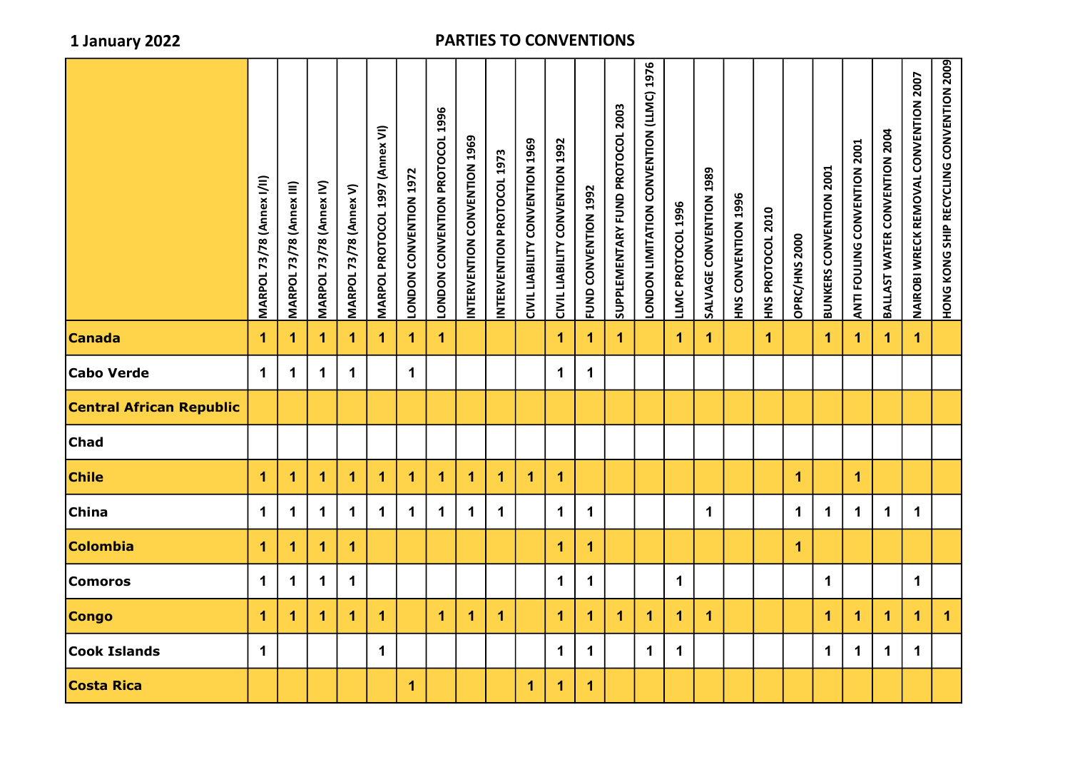**1 January 2022**

**PARTIES TO CONVENTIONS**

| | MARPOL 73/78 (Annex I/II) | MARPOL 73/78 (Annex III) | MARPOL 73/78 (Annex IV) | MARPOL 73/78 (Annex V) | MARPOL PROTOCOL 1997 (Annex VI) | LONDON CONVENTION 1972 | LONDON CONVENTION PROTOCOL 1996 | INTERVENTION CONVENTION 1969 | INTERVENTION PROTOCOL 1973 | CIVIL LIABILITY CONVENTION 1969 | CIVIL LIABILITY CONVENTION 1992 | FUND CONVENTION 1992 | SUPPLEMENTARY FUND PROTOCOL 2003 | LONDON LIMITATION CONVENTION (LLMC) 1976 | LLMC PROTOCOL 1996 | SALVAGE CONVENTION 1989 | HNS CONVENTION 1996 | HNS PROTOCOL 2010 | OPRC/HNS 2000 | BUNKERS CONVENTION 2001 | ANTI FOULING CONVENTION 2001 | BALLAST WATER CONVENTION 2004 | NAIROBI WRECK REMOVAL CONVENTION 2007 | HONG KONG SHIP RECYCLING CONVENTION 2009 |
|---|---|---|---|---|---|---|---|---|---|---|---|---|---|---|---|---|---|---|---|---|---|---|---|---|
| **Canada** | 1 | 1 | 1 | 1 | 1 | 1 | 1 | | | | 1 | 1 | 1 | | 1 | 1 | | 1 | | 1 | 1 | 1 | 1 | |
| **Cabo Verde** | 1 | 1 | 1 | 1 | | 1 | | | | | 1 | 1 | | | | | | | | | | | | |
| **Central African Republic** | | | | | | | | | | | | | | | | | | | | | | | | |
| **Chad** | | | | | | | | | | | | | | | | | | | | | | | | |
| **Chile** | 1 | 1 | 1 | 1 | 1 | 1 | 1 | 1 | 1 | 1 | 1 | | | | | | | | 1 | | 1 | | | |
| **China** | 1 | 1 | 1 | 1 | 1 | 1 | 1 | 1 | 1 | | 1 | 1 | | | | 1 | | | 1 | 1 | 1 | 1 | 1 | |
| **Colombia** | 1 | 1 | 1 | 1 | | | | | | | 1 | 1 | | | | | | | 1 | | | | | |
| **Comoros** | 1 | 1 | 1 | 1 | | | | | | | 1 | 1 | | | 1 | | | | | 1 | | | 1 | |
| **Congo** | 1 | 1 | 1 | 1 | 1 | | 1 | 1 | 1 | | 1 | 1 | 1 | 1 | 1 | 1 | | | | 1 | 1 | 1 | 1 | 1 |
| **Cook Islands** | 1 | | | | 1 | | | | | | 1 | 1 | | 1 | 1 | | | | | 1 | 1 | 1 | 1 | |
| **Costa Rica** | | | | | | 1 | | | | 1 | 1 | 1 | | | | | | | | | | | | |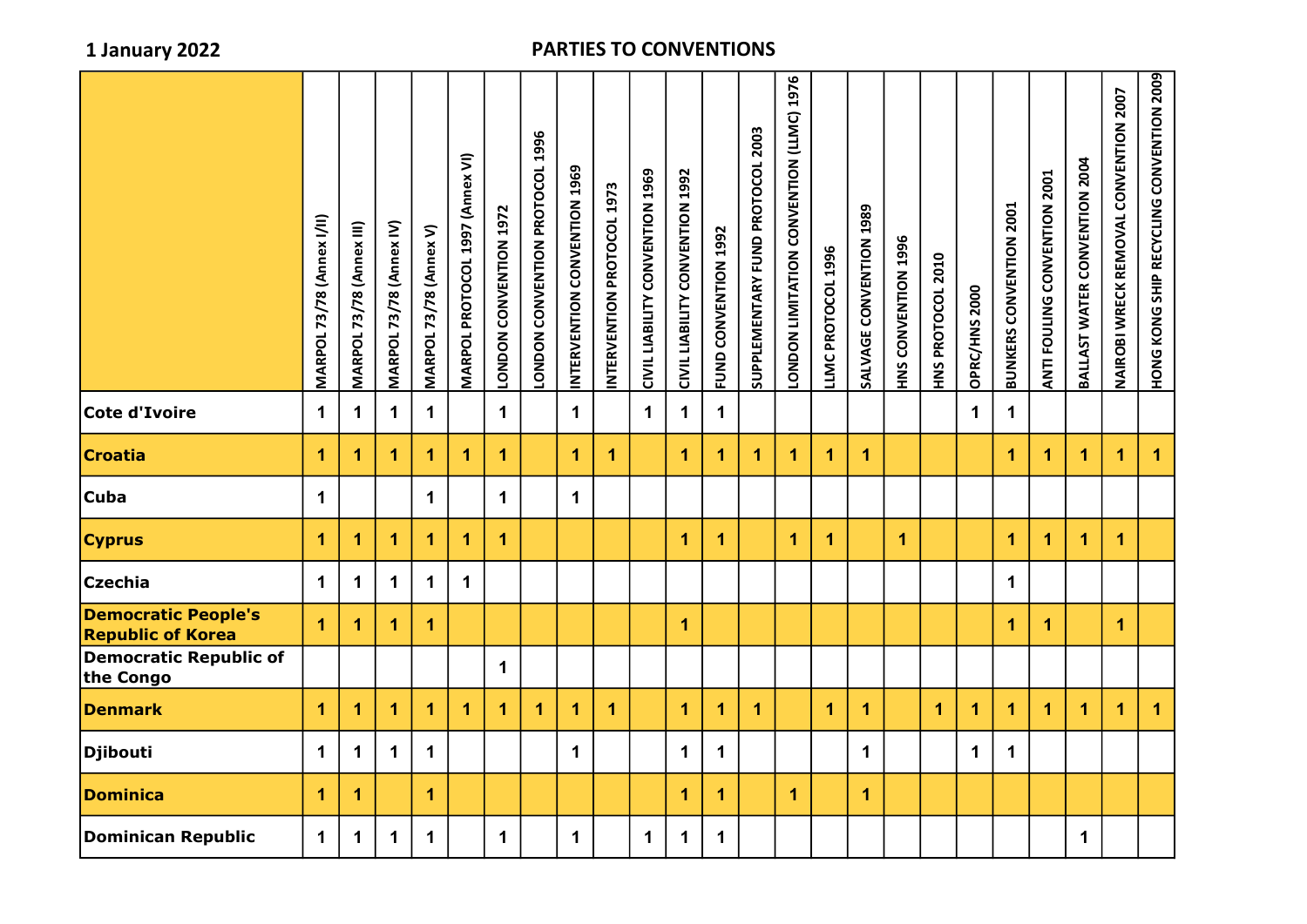**1 January 2022**

## PARTIES TO CONVENTIONS

| | MARPOL 73/78 (Annex I/II) | MARPOL 73/78 (Annex III) | MARPOL 73/78 (Annex IV) | MARPOL 73/78 (Annex V) | MARPOL PROTOCOL 1997 (Annex VI) | LONDON CONVENTION 1972 | LONDON CONVENTION PROTOCOL 1996 | INTERVENTION CONVENTION 1969 | INTERVENTION PROTOCOL 1973 | CIVIL LIABILITY CONVENTION 1969 | CIVIL LIABILITY CONVENTION 1992 | FUND CONVENTION 1992 | SUPPLEMENTARY FUND PROTOCOL 2003 | LONDON LIMITATION CONVENTION (LLMC) 1976 | LLMC PROTOCOL 1996 | SALVAGE CONVENTION 1989 | HNS CONVENTION 1996 | HNS PROTOCOL 2010 | OPRC/HNS 2000 | BUNKERS CONVENTION 2001 | ANTI FOULING CONVENTION 2001 | BALLAST WATER CONVENTION 2004 | NAIROBI WRECK REMOVAL CONVENTION 2007 | HONG KONG SHIP RECYCLING CONVENTION 2009 |
|---|---|---|---|---|---|---|---|---|---|---|---|---|---|---|---|---|---|---|---|---|---|---|---|---|
| **Cote d'Ivoire** | 1 | 1 | 1 | 1 | | 1 | | 1 | | 1 | 1 | 1 | | | | | | | 1 | 1 | | | | |
| **Croatia** | 1 | 1 | 1 | 1 | 1 | 1 | | 1 | 1 | | 1 | 1 | 1 | 1 | 1 | 1 | | | | 1 | 1 | 1 | 1 | 1 |
| **Cuba** | 1 | | | 1 | | 1 | | 1 | | | | | | | | | | | | | | | | |
| **Cyprus** | 1 | 1 | 1 | 1 | 1 | 1 | | | | | 1 | 1 | | 1 | 1 | | 1 | | | 1 | 1 | 1 | 1 | |
| **Czechia** | 1 | 1 | 1 | 1 | 1 | | | | | | | | | | | | | | | 1 | | | | |
| **Democratic People's Republic of Korea** | 1 | 1 | 1 | 1 | | | | | | | 1 | | | | | | | | | 1 | 1 | | 1 | |
| **Democratic Republic of the Congo** | | | | | | 1 | | | | | | | | | | | | | | | | | | |
| **Denmark** | 1 | 1 | 1 | 1 | 1 | 1 | 1 | 1 | 1 | | 1 | 1 | 1 | | 1 | 1 | | 1 | 1 | 1 | 1 | 1 | 1 | 1 |
| **Djibouti** | 1 | 1 | 1 | 1 | | | | 1 | | | 1 | 1 | | | | 1 | | | 1 | 1 | | | | |
| **Dominica** | 1 | 1 | | 1 | | | | | | | 1 | 1 | | 1 | | 1 | | | | | | | | |
| **Dominican Republic** | 1 | 1 | 1 | 1 | | 1 | | 1 | | 1 | 1 | 1 | | | | | | | | | | 1 | | |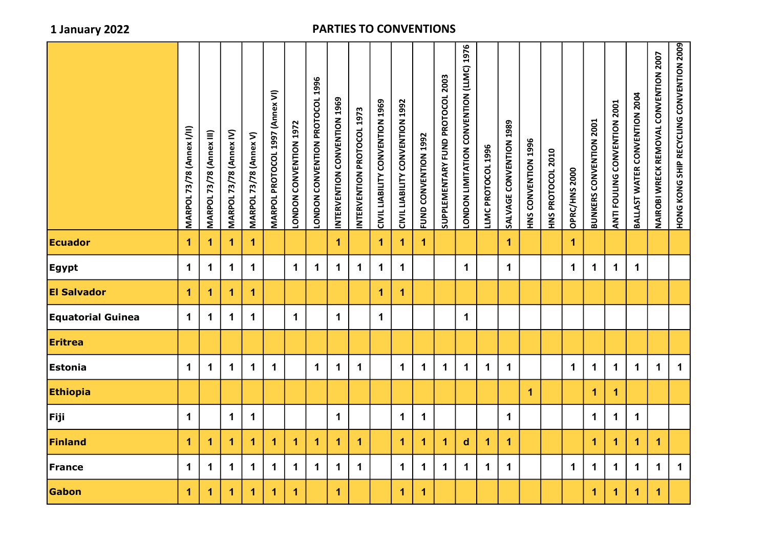**1 January 2022**

## PARTIES TO CONVENTIONS

| | MARPOL 73/78 (Annex I/II) | MARPOL 73/78 (Annex III) | MARPOL 73/78 (Annex IV) | MARPOL 73/78 (Annex V) | MARPOL PROTOCOL 1997 (Annex VI) | LONDON CONVENTION 1972 | LONDON CONVENTION PROTOCOL 1996 | INTERVENTION CONVENTION 1969 | INTERVENTION PROTOCOL 1973 | CIVIL LIABILITY CONVENTION 1969 | CIVIL LIABILITY CONVENTION 1992 | FUND CONVENTION 1992 | SUPPLEMENTARY FUND PROTOCOL 2003 | LONDON LIMITATION CONVENTION (LLMC) 1976 | LLMC PROTOCOL 1996 | SALVAGE CONVENTION 1989 | HNS CONVENTION 1996 | HNS PROTOCOL 2010 | OPRC/HNS 2000 | BUNKERS CONVENTION 2001 | ANTI FOULING CONVENTION 2001 | BALLAST WATER CONVENTION 2004 | NAIROBI WRECK REMOVAL CONVENTION 2007 | HONG KONG SHIP RECYCLING CONVENTION 2009 |
|---|---|---|---|---|---|---|---|---|---|---|---|---|---|---|---|---|---|---|---|---|---|---|---|---|
| **Ecuador** | 1 | 1 | 1 | 1 | | | | 1 | | 1 | 1 | 1 | | | | 1 | | | 1 | | | | | |
| **Egypt** | 1 | 1 | 1 | 1 | | 1 | 1 | 1 | 1 | 1 | 1 | | | 1 | | 1 | | | 1 | 1 | 1 | 1 | | |
| **El Salvador** | 1 | 1 | 1 | 1 | | | | | | 1 | 1 | | | | | | | | | | | | | |
| **Equatorial Guinea** | 1 | 1 | 1 | 1 | | 1 | | 1 | | 1 | | | | 1 | | | | | | | | | | |
| **Eritrea** | | | | | | | | | | | | | | | | | | | | | | | | |
| **Estonia** | 1 | 1 | 1 | 1 | 1 | | 1 | 1 | 1 | | 1 | 1 | 1 | 1 | 1 | 1 | | | 1 | 1 | 1 | 1 | 1 | 1 |
| **Ethiopia** | | | | | | | | | | | | | | | | | 1 | | | 1 | 1 | | | |
| **Fiji** | 1 | | 1 | 1 | | | | 1 | | | 1 | 1 | | | | 1 | | | | 1 | 1 | 1 | | |
| **Finland** | 1 | 1 | 1 | 1 | 1 | 1 | 1 | 1 | 1 | | 1 | 1 | 1 | d | 1 | 1 | | | | 1 | 1 | 1 | 1 | |
| **France** | 1 | 1 | 1 | 1 | 1 | 1 | 1 | 1 | 1 | | 1 | 1 | 1 | 1 | 1 | 1 | | | 1 | 1 | 1 | 1 | 1 | 1 |
| **Gabon** | 1 | 1 | 1 | 1 | 1 | 1 | | 1 | | | 1 | 1 | | | | | | | | 1 | 1 | 1 | 1 | |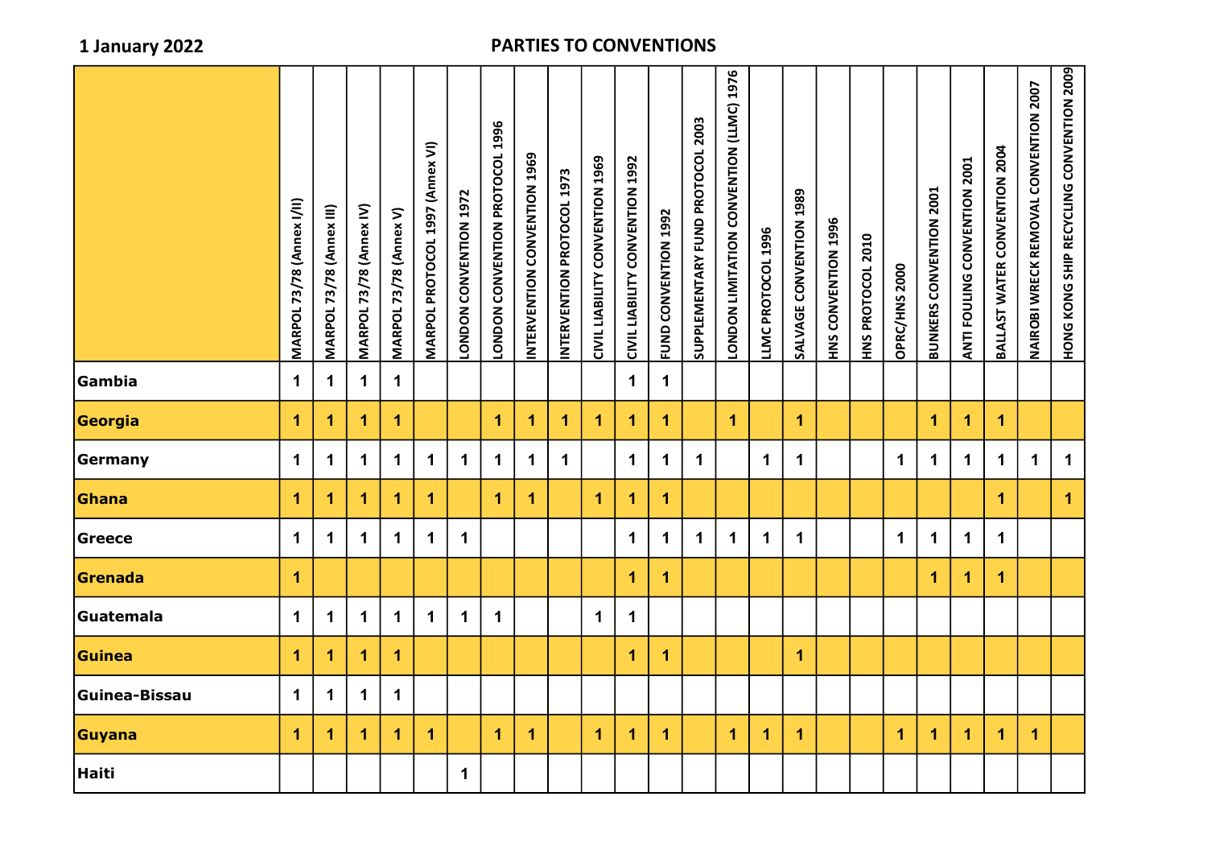**1 January 2022**

# PARTIES TO CONVENTIONS

| | MARPOL 73/78 (Annex I/II) | MARPOL 73/78 (Annex III) | MARPOL 73/78 (Annex IV) | MARPOL 73/78 (Annex V) | MARPOL PROTOCOL 1997 (Annex VI) | LONDON CONVENTION 1972 | LONDON CONVENTION PROTOCOL 1996 | INTERVENTION CONVENTION 1969 | INTERVENTION PROTOCOL 1973 | CIVIL LIABILITY CONVENTION 1969 | CIVIL LIABILITY CONVENTION 1992 | FUND CONVENTION 1992 | SUPPLEMENTARY FUND PROTOCOL 2003 | LONDON LIMITATION CONVENTION (LLMC) 1976 | LLMC PROTOCOL 1996 | SALVAGE CONVENTION 1989 | HNS CONVENTION 1996 | HNS PROTOCOL 2010 | OPRC/HNS 2000 | BUNKERS CONVENTION 2001 | ANTI FOULING CONVENTION 2001 | BALLAST WATER CONVENTION 2004 | NAIROBI WRECK REMOVAL CONVENTION 2007 | HONG KONG SHIP RECYCLING CONVENTION 2009 |
|---|---|---|---|---|---|---|---|---|---|---|---|---|---|---|---|---|---|---|---|---|---|---|---|---|
| **Gambia** | 1 | 1 | 1 | 1 | | | | | | | 1 | 1 | | | | | | | | | | | | |
| **Georgia** | 1 | 1 | 1 | 1 | | | 1 | 1 | 1 | 1 | 1 | 1 | | 1 | | 1 | | | | 1 | 1 | 1 | | |
| **Germany** | 1 | 1 | 1 | 1 | 1 | 1 | 1 | 1 | 1 | | 1 | 1 | 1 | | 1 | 1 | | | 1 | 1 | 1 | 1 | 1 | 1 |
| **Ghana** | 1 | 1 | 1 | 1 | 1 | | 1 | 1 | | 1 | 1 | 1 | | | | | | | | | | 1 | | 1 |
| **Greece** | 1 | 1 | 1 | 1 | 1 | 1 | | | | | 1 | 1 | 1 | 1 | 1 | 1 | | | 1 | 1 | 1 | 1 | | |
| **Grenada** | 1 | | | | | | | | | | 1 | 1 | | | | | | | | 1 | 1 | 1 | | |
| **Guatemala** | 1 | 1 | 1 | 1 | 1 | 1 | 1 | | | 1 | 1 | | | | | | | | | | | | | |
| **Guinea** | 1 | 1 | 1 | 1 | | | | | | | 1 | 1 | | | | 1 | | | | | | | | |
| **Guinea-Bissau** | 1 | 1 | 1 | 1 | | | | | | | | | | | | | | | | | | | | |
| **Guyana** | 1 | 1 | 1 | 1 | 1 | | 1 | 1 | | 1 | 1 | 1 | | 1 | 1 | 1 | | | 1 | 1 | 1 | 1 | 1 | |
| **Haiti** | | | | | | 1 | | | | | | | | | | | | | | | | | | |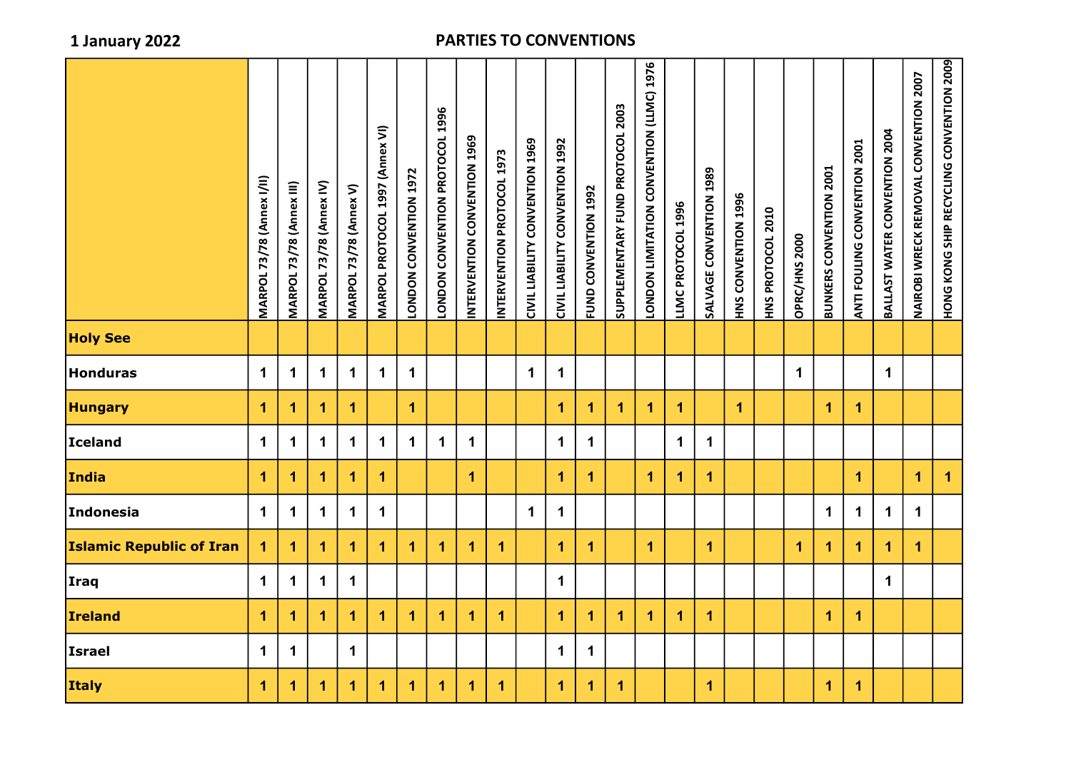**1 January 2022**

## PARTIES TO CONVENTIONS

| | MARPOL 73/78 (Annex I/II) | MARPOL 73/78 (Annex III) | MARPOL 73/78 (Annex IV) | MARPOL 73/78 (Annex V) | MARPOL PROTOCOL 1997 (Annex VI) | LONDON CONVENTION 1972 | LONDON CONVENTION PROTOCOL 1996 | INTERVENTION CONVENTION 1969 | INTERVENTION PROTOCOL 1973 | CIVIL LIABILITY CONVENTION 1969 | CIVIL LIABILITY CONVENTION 1992 | FUND CONVENTION 1992 | SUPPLEMENTARY FUND PROTOCOL 2003 | LONDON LIMITATION CONVENTION (LLMC) 1976 | LLMC PROTOCOL 1996 | SALVAGE CONVENTION 1989 | HNS CONVENTION 1996 | HNS PROTOCOL 2010 | OPRC/HNS 2000 | BUNKERS CONVENTION 2001 | ANTI FOULING CONVENTION 2001 | BALLAST WATER CONVENTION 2004 | NAIROBI WRECK REMOVAL CONVENTION 2007 | HONG KONG SHIP RECYCLING CONVENTION 2009 |
|---|---|---|---|---|---|---|---|---|---|---|---|---|---|---|---|---|---|---|---|---|---|---|---|---|
| **Holy See** | | | | | | | | | | | | | | | | | | | | | | | | |
| **Honduras** | 1 | 1 | 1 | 1 | 1 | 1 | | | | 1 | 1 | | | | | | | | 1 | | | 1 | | |
| **Hungary** | 1 | 1 | 1 | 1 | | 1 | | | | | 1 | 1 | 1 | 1 | 1 | | 1 | | | 1 | 1 | | | |
| **Iceland** | 1 | 1 | 1 | 1 | 1 | 1 | 1 | 1 | | | 1 | 1 | | | 1 | 1 | | | | | | | | |
| **India** | 1 | 1 | 1 | 1 | 1 | | | 1 | | | 1 | 1 | | 1 | 1 | 1 | | | | | 1 | | 1 | 1 |
| **Indonesia** | 1 | 1 | 1 | 1 | 1 | | | | | 1 | 1 | | | | | | | | | 1 | 1 | 1 | 1 | |
| **Islamic Republic of Iran** | 1 | 1 | 1 | 1 | 1 | 1 | 1 | 1 | 1 | | 1 | 1 | | 1 | | 1 | | | 1 | 1 | 1 | 1 | 1 | |
| **Iraq** | 1 | 1 | 1 | 1 | | | | | | | 1 | | | | | | | | | | | 1 | | |
| **Ireland** | 1 | 1 | 1 | 1 | 1 | 1 | 1 | 1 | 1 | | 1 | 1 | 1 | 1 | 1 | 1 | | | | 1 | 1 | | | |
| **Israel** | 1 | 1 | | 1 | | | | | | | 1 | 1 | | | | | | | | | | | | |
| **Italy** | 1 | 1 | 1 | 1 | 1 | 1 | 1 | 1 | 1 | | 1 | 1 | 1 | | | 1 | | | | 1 | 1 | | | |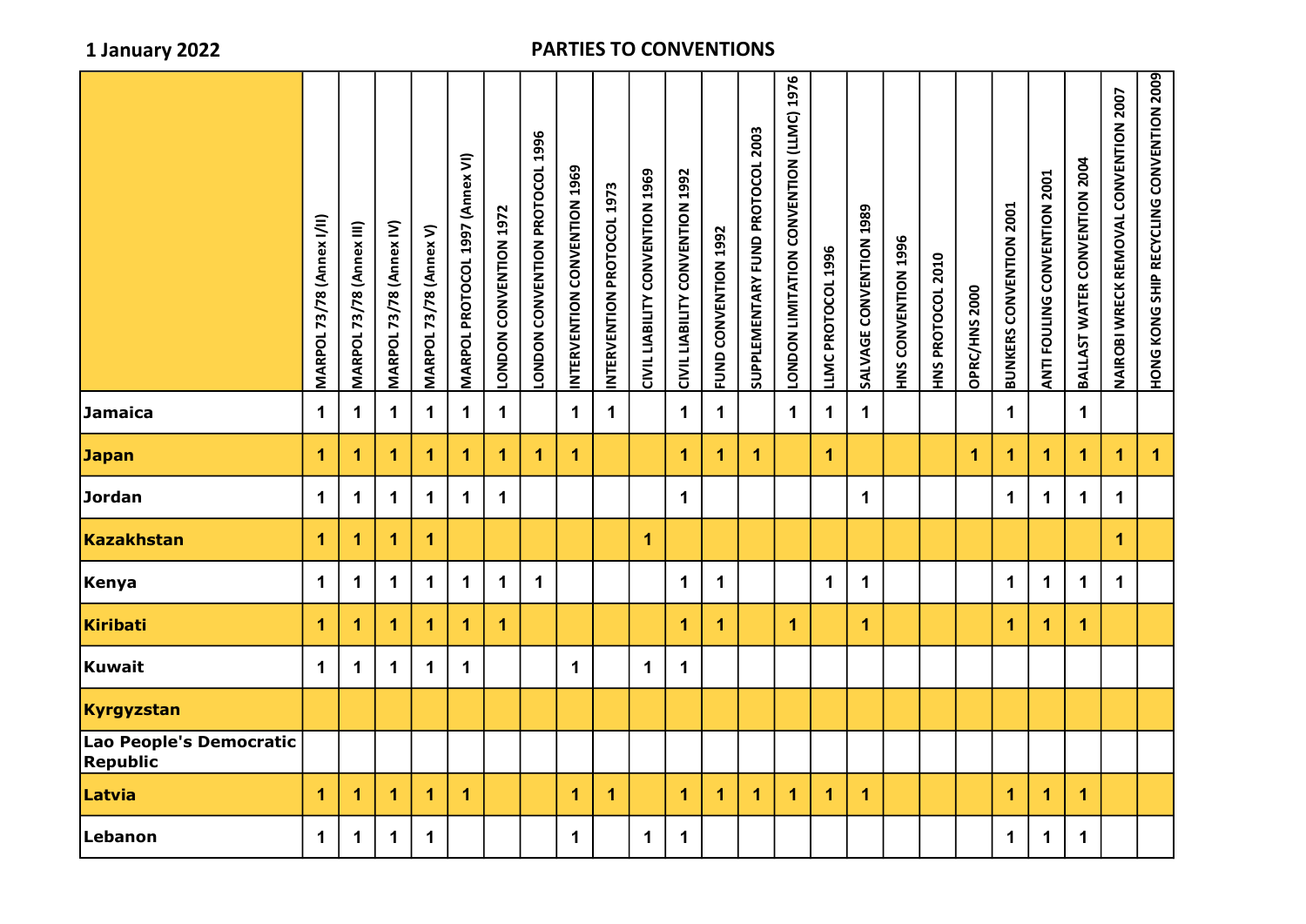**1 January 2022**

## PARTIES TO CONVENTIONS

| | MARPOL 73/78 (Annex I/II) | MARPOL 73/78 (Annex III) | MARPOL 73/78 (Annex IV) | MARPOL 73/78 (Annex V) | MARPOL PROTOCOL 1997 (Annex VI) | LONDON CONVENTION 1972 | LONDON CONVENTION PROTOCOL 1996 | INTERVENTION CONVENTION 1969 | INTERVENTION PROTOCOL 1973 | CIVIL LIABILITY CONVENTION 1969 | CIVIL LIABILITY CONVENTION 1992 | FUND CONVENTION 1992 | SUPPLEMENTARY FUND PROTOCOL 2003 | LONDON LIMITATION CONVENTION (LLMC) 1976 | LLMC PROTOCOL 1996 | SALVAGE CONVENTION 1989 | HNS CONVENTION 1996 | HNS PROTOCOL 2010 | OPRC/HNS 2000 | BUNKERS CONVENTION 2001 | ANTI FOULING CONVENTION 2001 | BALLAST WATER CONVENTION 2004 | NAIROBI WRECK REMOVAL CONVENTION 2007 | HONG KONG SHIP RECYCLING CONVENTION 2009 |
|---|---|---|---|---|---|---|---|---|---|---|---|---|---|---|---|---|---|---|---|---|---|---|---|---|
| **Jamaica** | 1 | 1 | 1 | 1 | 1 | 1 | | 1 | 1 | | 1 | 1 | | 1 | 1 | 1 | | | | 1 | | 1 | | |
| **Japan** | 1 | 1 | 1 | 1 | 1 | 1 | 1 | 1 | | | 1 | 1 | 1 | | 1 | | | | 1 | 1 | 1 | 1 | 1 | 1 |
| **Jordan** | 1 | 1 | 1 | 1 | 1 | 1 | | | | | 1 | | | | | 1 | | | | 1 | 1 | 1 | 1 | |
| **Kazakhstan** | 1 | 1 | 1 | 1 | | | | | | 1 | | | | | | | | | | | | | 1 | |
| **Kenya** | 1 | 1 | 1 | 1 | 1 | 1 | 1 | | | | 1 | 1 | | | 1 | 1 | | | | 1 | 1 | 1 | 1 | |
| **Kiribati** | 1 | 1 | 1 | 1 | 1 | 1 | | | | | 1 | 1 | | 1 | | 1 | | | | 1 | 1 | 1 | | |
| **Kuwait** | 1 | 1 | 1 | 1 | 1 | | | 1 | | 1 | 1 | | | | | | | | | | | | | |
| **Kyrgyzstan** | | | | | | | | | | | | | | | | | | | | | | | | |
| **Lao People's Democratic Republic** | | | | | | | | | | | | | | | | | | | | | | | | |
| **Latvia** | 1 | 1 | 1 | 1 | 1 | | | 1 | 1 | | 1 | 1 | 1 | 1 | 1 | 1 | | | | 1 | 1 | 1 | | |
| **Lebanon** | 1 | 1 | 1 | 1 | | | | 1 | | 1 | 1 | | | | | | | | | 1 | 1 | 1 | | |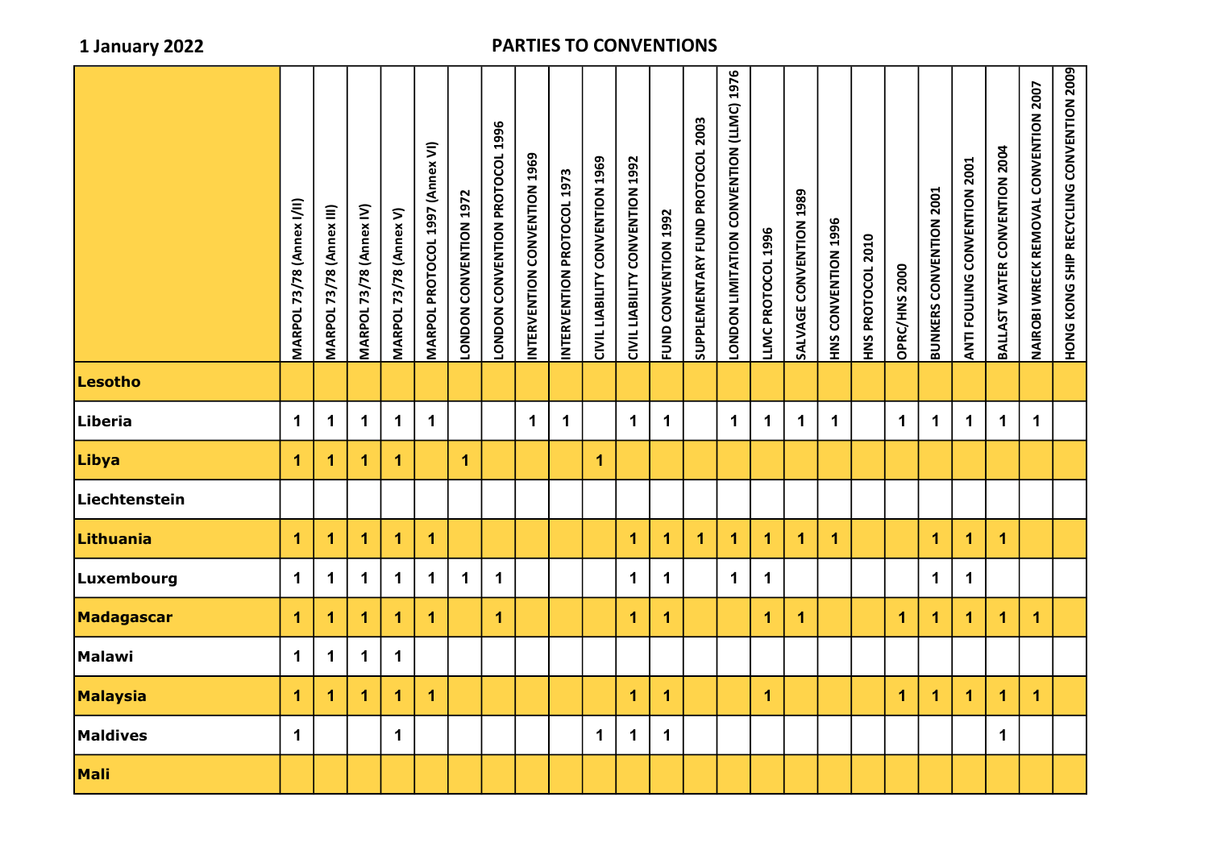**1 January 2022**

# PARTIES TO CONVENTIONS

| | MARPOL 73/78 (Annex I/II) | MARPOL 73/78 (Annex III) | MARPOL 73/78 (Annex IV) | MARPOL 73/78 (Annex V) | MARPOL PROTOCOL 1997 (Annex VI) | LONDON CONVENTION 1972 | LONDON CONVENTION PROTOCOL 1996 | INTERVENTION CONVENTION 1969 | INTERVENTION PROTOCOL 1973 | CIVIL LIABILITY CONVENTION 1969 | CIVIL LIABILITY CONVENTION 1992 | FUND CONVENTION 1992 | SUPPLEMENTARY FUND PROTOCOL 2003 | LONDON LIMITATION CONVENTION (LLMC) 1976 | LLMC PROTOCOL 1996 | SALVAGE CONVENTION 1989 | HNS CONVENTION 1996 | HNS PROTOCOL 2010 | OPRC/HNS 2000 | BUNKERS CONVENTION 2001 | ANTI FOULING CONVENTION 2001 | BALLAST WATER CONVENTION 2004 | NAIROBI WRECK REMOVAL CONVENTION 2007 | HONG KONG SHIP RECYCLING CONVENTION 2009 |
|---|---|---|---|---|---|---|---|---|---|---|---|---|---|---|---|---|---|---|---|---|---|---|---|---|
| **Lesotho** | | | | | | | | | | | | | | | | | | | | | | | | |
| **Liberia** | 1 | 1 | 1 | 1 | 1 | | | 1 | 1 | | 1 | 1 | | 1 | 1 | 1 | 1 | | 1 | 1 | 1 | 1 | 1 | |
| **Libya** | 1 | 1 | 1 | 1 | | 1 | | | | 1 | | | | | | | | | | | | | | |
| **Liechtenstein** | | | | | | | | | | | | | | | | | | | | | | | | |
| **Lithuania** | 1 | 1 | 1 | 1 | 1 | | | | | | 1 | 1 | 1 | 1 | 1 | 1 | 1 | | | 1 | 1 | 1 | | |
| **Luxembourg** | 1 | 1 | 1 | 1 | 1 | 1 | 1 | | | | 1 | 1 | | 1 | 1 | | | | | 1 | 1 | | | |
| **Madagascar** | 1 | 1 | 1 | 1 | 1 | | 1 | | | | 1 | 1 | | | 1 | 1 | | | 1 | 1 | 1 | 1 | 1 | |
| **Malawi** | 1 | 1 | 1 | 1 | | | | | | | | | | | | | | | | | | | | |
| **Malaysia** | 1 | 1 | 1 | 1 | 1 | | | | | | 1 | 1 | | | 1 | | | | 1 | 1 | 1 | 1 | 1 | |
| **Maldives** | 1 | | | 1 | | | | | | 1 | 1 | 1 | | | | | | | | | | 1 | | |
| **Mali** | | | | | | | | | | | | | | | | | | | | | | | | |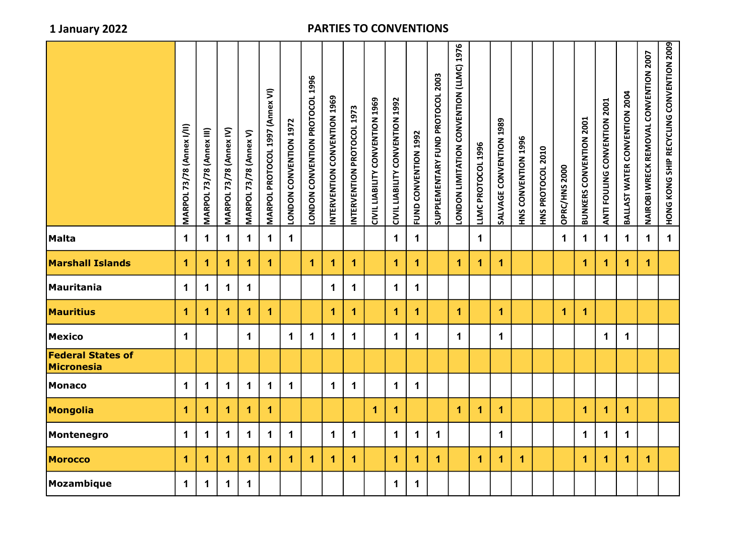**1 January 2022**

**PARTIES TO CONVENTIONS**

| | MARPOL 73/78 (Annex I/II) | MARPOL 73/78 (Annex III) | MARPOL 73/78 (Annex IV) | MARPOL 73/78 (Annex V) | MARPOL PROTOCOL 1997 (Annex VI) | LONDON CONVENTION 1972 | LONDON CONVENTION PROTOCOL 1996 | INTERVENTION CONVENTION 1969 | INTERVENTION PROTOCOL 1973 | CIVIL LIABILITY CONVENTION 1969 | CIVIL LIABILITY CONVENTION 1992 | FUND CONVENTION 1992 | SUPPLEMENTARY FUND PROTOCOL 2003 | LONDON LIMITATION CONVENTION (LLMC) 1976 | LLMC PROTOCOL 1996 | SALVAGE CONVENTION 1989 | HNS CONVENTION 1996 | HNS PROTOCOL 2010 | OPRC/HNS 2000 | BUNKERS CONVENTION 2001 | ANTI FOULING CONVENTION 2001 | BALLAST WATER CONVENTION 2004 | NAIROBI WRECK REMOVAL CONVENTION 2007 | HONG KONG SHIP RECYCLING CONVENTION 2009 |
|---|---|---|---|---|---|---|---|---|---|---|---|---|---|---|---|---|---|---|---|---|---|---|---|---|
| **Malta** | 1 | 1 | 1 | 1 | 1 | 1 | | | | | 1 | 1 | | | 1 | | | | 1 | 1 | 1 | 1 | 1 | 1 |
| **Marshall Islands** | 1 | 1 | 1 | 1 | 1 | | 1 | 1 | 1 | | 1 | 1 | | 1 | 1 | 1 | | | | 1 | 1 | 1 | 1 | |
| **Mauritania** | 1 | 1 | 1 | 1 | | | | 1 | 1 | | 1 | 1 | | | | | | | | | | | | |
| **Mauritius** | 1 | 1 | 1 | 1 | 1 | | | 1 | 1 | | 1 | 1 | | 1 | | 1 | | | 1 | 1 | | | | |
| **Mexico** | 1 | | | 1 | | 1 | 1 | 1 | 1 | | 1 | 1 | | 1 | | 1 | | | | | 1 | 1 | | |
| **Federal States of Micronesia** | | | | | | | | | | | | | | | | | | | | | | | | |
| **Monaco** | 1 | 1 | 1 | 1 | 1 | 1 | | 1 | 1 | | 1 | 1 | | | | | | | | | | | | |
| **Mongolia** | 1 | 1 | 1 | 1 | 1 | | | | | 1 | 1 | | | 1 | 1 | 1 | | | | 1 | 1 | 1 | | |
| **Montenegro** | 1 | 1 | 1 | 1 | 1 | 1 | | 1 | 1 | | 1 | 1 | 1 | | | 1 | | | | 1 | 1 | 1 | | |
| **Morocco** | 1 | 1 | 1 | 1 | 1 | 1 | 1 | 1 | 1 | | 1 | 1 | 1 | | 1 | 1 | 1 | | | 1 | 1 | 1 | 1 | |
| **Mozambique** | 1 | 1 | 1 | 1 | | | | | | | 1 | 1 | | | | | | | | | | | | |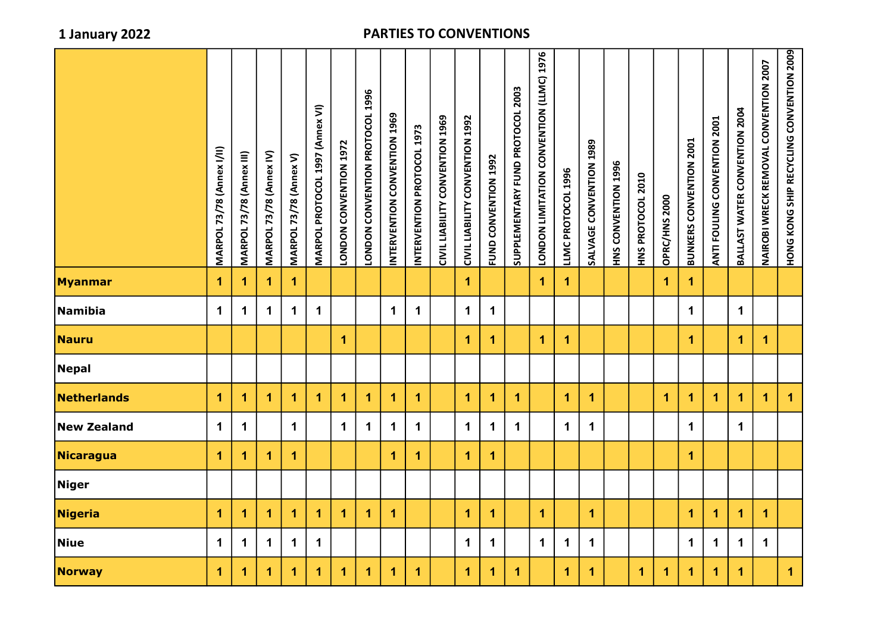**1 January 2022**

## PARTIES TO CONVENTIONS

| | MARPOL 73/78 (Annex I/II) | MARPOL 73/78 (Annex III) | MARPOL 73/78 (Annex IV) | MARPOL 73/78 (Annex V) | MARPOL PROTOCOL 1997 (Annex VI) | LONDON CONVENTION 1972 | LONDON CONVENTION PROTOCOL 1996 | INTERVENTION CONVENTION 1969 | INTERVENTION PROTOCOL 1973 | CIVIL LIABILITY CONVENTION 1969 | CIVIL LIABILITY CONVENTION 1992 | FUND CONVENTION 1992 | SUPPLEMENTARY FUND PROTOCOL 2003 | LONDON LIMITATION CONVENTION (LLMC) 1976 | LLMC PROTOCOL 1996 | SALVAGE CONVENTION 1989 | HNS CONVENTION 1996 | HNS PROTOCOL 2010 | OPRC/HNS 2000 | BUNKERS CONVENTION 2001 | ANTI FOULING CONVENTION 2001 | BALLAST WATER CONVENTION 2004 | NAIROBI WRECK REMOVAL CONVENTION 2007 | HONG KONG SHIP RECYCLING CONVENTION 2009 |
|---|---|---|---|---|---|---|---|---|---|---|---|---|---|---|---|---|---|---|---|---|---|---|---|---|
| **Myanmar** | 1 | 1 | 1 | 1 | | | | | | | 1 | | | 1 | 1 | | | | 1 | 1 | | | | |
| **Namibia** | 1 | 1 | 1 | 1 | 1 | | | 1 | 1 | | 1 | 1 | | | | | | | | 1 | | 1 | | |
| **Nauru** | | | | | | 1 | | | | | 1 | 1 | | 1 | 1 | | | | | 1 | | 1 | 1 | |
| **Nepal** | | | | | | | | | | | | | | | | | | | | | | | | |
| **Netherlands** | 1 | 1 | 1 | 1 | 1 | 1 | 1 | 1 | 1 | | 1 | 1 | 1 | | 1 | 1 | | | 1 | 1 | 1 | 1 | 1 | 1 |
| **New Zealand** | 1 | 1 | | 1 | | 1 | 1 | 1 | 1 | | 1 | 1 | 1 | | 1 | 1 | | | | 1 | | 1 | | |
| **Nicaragua** | 1 | 1 | 1 | 1 | | | | 1 | 1 | | 1 | 1 | | | | | | | | 1 | | | | |
| **Niger** | | | | | | | | | | | | | | | | | | | | | | | | |
| **Nigeria** | 1 | 1 | 1 | 1 | 1 | 1 | 1 | 1 | | | 1 | 1 | | 1 | | 1 | | | | 1 | 1 | 1 | 1 | |
| **Niue** | 1 | 1 | 1 | 1 | 1 | | | | | | 1 | 1 | | 1 | 1 | 1 | | | | 1 | 1 | 1 | 1 | |
| **Norway** | 1 | 1 | 1 | 1 | 1 | 1 | 1 | 1 | 1 | | 1 | 1 | 1 | | 1 | 1 | | 1 | 1 | 1 | 1 | 1 | | 1 |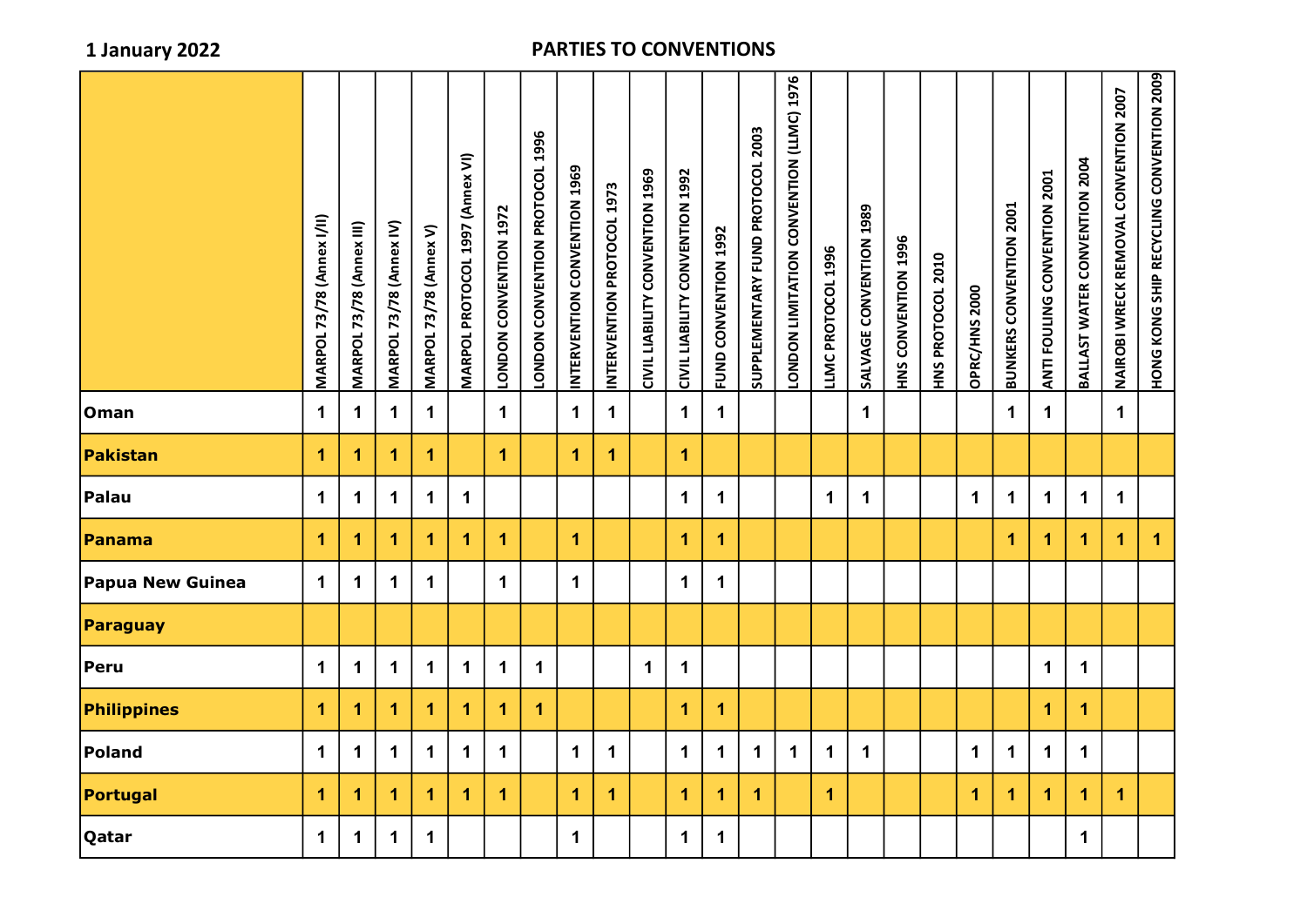1 January 2022

# PARTIES TO CONVENTIONS

| | MARPOL 73/78 (Annex I/II) | MARPOL 73/78 (Annex III) | MARPOL 73/78 (Annex IV) | MARPOL 73/78 (Annex V) | MARPOL PROTOCOL 1997 (Annex VI) | LONDON CONVENTION 1972 | LONDON CONVENTION PROTOCOL 1996 | INTERVENTION CONVENTION 1969 | INTERVENTION PROTOCOL 1973 | CIVIL LIABILITY CONVENTION 1969 | CIVIL LIABILITY CONVENTION 1992 | FUND CONVENTION 1992 | SUPPLEMENTARY FUND PROTOCOL 2003 | LONDON LIMITATION CONVENTION (LLMC) 1976 | LLMC PROTOCOL 1996 | SALVAGE CONVENTION 1989 | HNS CONVENTION 1996 | HNS PROTOCOL 2010 | OPRC/HNS 2000 | BUNKERS CONVENTION 2001 | ANTI FOULING CONVENTION 2001 | BALLAST WATER CONVENTION 2004 | NAIROBI WRECK REMOVAL CONVENTION 2007 | HONG KONG SHIP RECYCLING CONVENTION 2009 |
|---|---|---|---|---|---|---|---|---|---|---|---|---|---|---|---|---|---|---|---|---|---|---|---|---|
| **Oman** | 1 | 1 | 1 | 1 | | 1 | | 1 | 1 | | 1 | 1 | | | | 1 | | | | 1 | 1 | | 1 | |
| **Pakistan** | 1 | 1 | 1 | 1 | | 1 | | 1 | 1 | | 1 | | | | | | | | | | | | | |
| **Palau** | 1 | 1 | 1 | 1 | 1 | | | | | | 1 | 1 | | | 1 | 1 | | | 1 | 1 | 1 | 1 | 1 | |
| **Panama** | 1 | 1 | 1 | 1 | 1 | 1 | | 1 | | | 1 | 1 | | | | | | | | 1 | 1 | 1 | 1 | 1 |
| **Papua New Guinea** | 1 | 1 | 1 | 1 | | 1 | | 1 | | | 1 | 1 | | | | | | | | | | | | |
| **Paraguay** | | | | | | | | | | | | | | | | | | | | | | | | |
| **Peru** | 1 | 1 | 1 | 1 | 1 | 1 | 1 | | | 1 | 1 | | | | | | | | | | 1 | 1 | | |
| **Philippines** | 1 | 1 | 1 | 1 | 1 | 1 | 1 | | | | 1 | 1 | | | | | | | | | 1 | 1 | | |
| **Poland** | 1 | 1 | 1 | 1 | 1 | 1 | | 1 | 1 | | 1 | 1 | 1 | 1 | 1 | 1 | | | 1 | 1 | 1 | 1 | | |
| **Portugal** | 1 | 1 | 1 | 1 | 1 | 1 | | 1 | 1 | | 1 | 1 | 1 | | 1 | | | | 1 | 1 | 1 | 1 | 1 | |
| **Qatar** | 1 | 1 | 1 | 1 | | | | 1 | | | 1 | 1 | | | | | | | | | | 1 | | |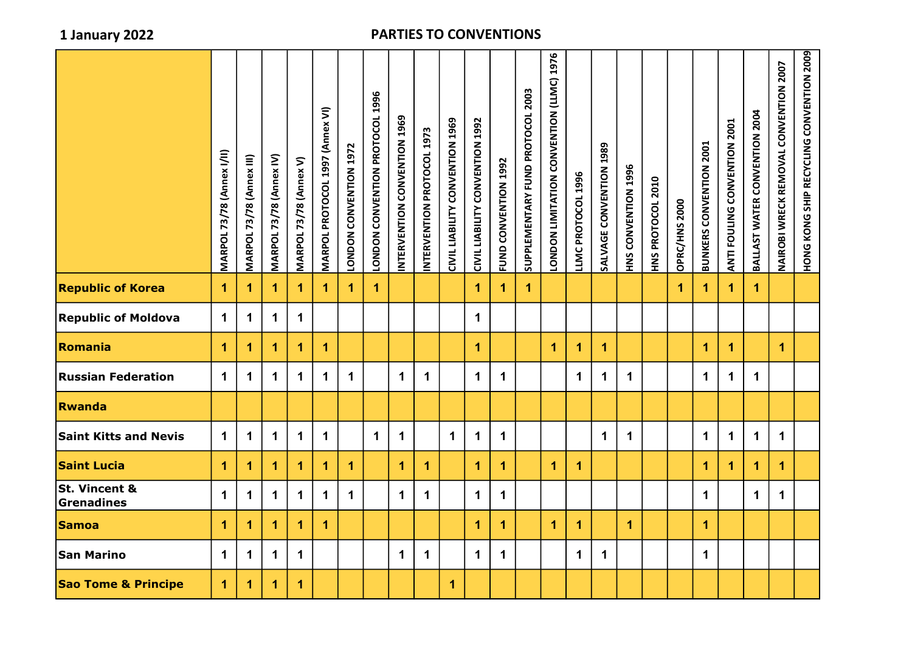**1 January 2022**

**PARTIES TO CONVENTIONS**

| | MARPOL 73/78 (Annex I/II) | MARPOL 73/78 (Annex III) | MARPOL 73/78 (Annex IV) | MARPOL 73/78 (Annex V) | MARPOL PROTOCOL 1997 (Annex VI) | LONDON CONVENTION 1972 | LONDON CONVENTION PROTOCOL 1996 | INTERVENTION CONVENTION 1969 | INTERVENTION PROTOCOL 1973 | CIVIL LIABILITY CONVENTION 1969 | CIVIL LIABILITY CONVENTION 1992 | FUND CONVENTION 1992 | SUPPLEMENTARY FUND PROTOCOL 2003 | LONDON LIMITATION CONVENTION (LLMC) 1976 | LLMC PROTOCOL 1996 | SALVAGE CONVENTION 1989 | HNS CONVENTION 1996 | HNS PROTOCOL 2010 | OPRC/HNS 2000 | BUNKERS CONVENTION 2001 | ANTI FOULING CONVENTION 2001 | BALLAST WATER CONVENTION 2004 | NAIROBI WRECK REMOVAL CONVENTION 2007 | HONG KONG SHIP RECYCLING CONVENTION 2009 |
|---|---|---|---|---|---|---|---|---|---|---|---|---|---|---|---|---|---|---|---|---|---|---|---|---|
| **Republic of Korea** | 1 | 1 | 1 | 1 | 1 | 1 | 1 | | | | 1 | 1 | 1 | | | | | | 1 | 1 | 1 | 1 | | |
| **Republic of Moldova** | 1 | 1 | 1 | 1 | | | | | | | 1 | | | | | | | | | | | | | |
| **Romania** | 1 | 1 | 1 | 1 | 1 | | | | | | 1 | | | 1 | 1 | 1 | | | | 1 | 1 | | 1 | |
| **Russian Federation** | 1 | 1 | 1 | 1 | 1 | 1 | | 1 | 1 | | 1 | 1 | | | 1 | 1 | 1 | | | 1 | 1 | 1 | | |
| **Rwanda** | | | | | | | | | | | | | | | | | | | | | | | | |
| **Saint Kitts and Nevis** | 1 | 1 | 1 | 1 | 1 | | 1 | 1 | | 1 | 1 | 1 | | | | 1 | 1 | | | 1 | 1 | 1 | 1 | |
| **Saint Lucia** | 1 | 1 | 1 | 1 | 1 | 1 | | 1 | 1 | | 1 | 1 | | 1 | 1 | | | | | 1 | 1 | 1 | 1 | |
| **St. Vincent & Grenadines** | 1 | 1 | 1 | 1 | 1 | 1 | | 1 | 1 | | 1 | 1 | | | | | | | | 1 | | 1 | 1 | |
| **Samoa** | 1 | 1 | 1 | 1 | 1 | | | | | | 1 | 1 | | 1 | 1 | | 1 | | | 1 | | | | |
| **San Marino** | 1 | 1 | 1 | 1 | | | | 1 | 1 | | 1 | 1 | | | 1 | 1 | | | | 1 | | | | |
| **Sao Tome & Principe** | 1 | 1 | 1 | 1 | | | | | | 1 | | | | | | | | | | | | | | |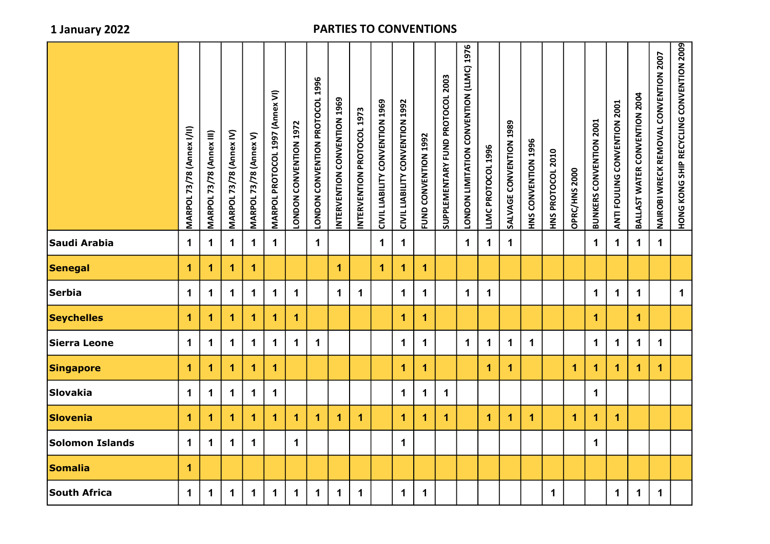**1 January 2022**

**PARTIES TO CONVENTIONS**

| | MARPOL 73/78 (Annex I/II) | MARPOL 73/78 (Annex III) | MARPOL 73/78 (Annex IV) | MARPOL 73/78 (Annex V) | MARPOL PROTOCOL 1997 (Annex VI) | LONDON CONVENTION 1972 | LONDON CONVENTION PROTOCOL 1996 | INTERVENTION CONVENTION 1969 | INTERVENTION PROTOCOL 1973 | CIVIL LIABILITY CONVENTION 1969 | CIVIL LIABILITY CONVENTION 1992 | FUND CONVENTION 1992 | SUPPLEMENTARY FUND PROTOCOL 2003 | LONDON LIMITATION CONVENTION (LLMC) 1976 | LLMC PROTOCOL 1996 | SALVAGE CONVENTION 1989 | HNS CONVENTION 1996 | HNS PROTOCOL 2010 | OPRC/HNS 2000 | BUNKERS CONVENTION 2001 | ANTI FOULING CONVENTION 2001 | BALLAST WATER CONVENTION 2004 | NAIROBI WRECK REMOVAL CONVENTION 2007 | HONG KONG SHIP RECYCLING CONVENTION 2009 |
|---|---|---|---|---|---|---|---|---|---|---|---|---|---|---|---|---|---|---|---|---|---|---|---|---|
| **Saudi Arabia** | 1 | 1 | 1 | 1 | 1 | | 1 | | | 1 | 1 | | | 1 | 1 | 1 | | | | 1 | 1 | 1 | 1 | |
| **Senegal** | 1 | 1 | 1 | 1 | | | | 1 | | 1 | 1 | 1 | | | | | | | | | | | | |
| **Serbia** | 1 | 1 | 1 | 1 | 1 | 1 | | 1 | 1 | | 1 | 1 | | 1 | 1 | | | | | 1 | 1 | 1 | | 1 |
| **Seychelles** | 1 | 1 | 1 | 1 | 1 | 1 | | | | | 1 | 1 | | | | | | | | 1 | | 1 | | |
| **Sierra Leone** | 1 | 1 | 1 | 1 | 1 | 1 | 1 | | | | 1 | 1 | | 1 | 1 | 1 | 1 | | | 1 | 1 | 1 | 1 | |
| **Singapore** | 1 | 1 | 1 | 1 | 1 | | | | | | 1 | 1 | | | 1 | 1 | | | 1 | 1 | 1 | 1 | 1 | |
| **Slovakia** | 1 | 1 | 1 | 1 | 1 | | | | | | 1 | 1 | 1 | | | | | | | 1 | | | | |
| **Slovenia** | 1 | 1 | 1 | 1 | 1 | 1 | 1 | 1 | 1 | | 1 | 1 | 1 | | 1 | 1 | 1 | | 1 | 1 | 1 | | | |
| **Solomon Islands** | 1 | 1 | 1 | 1 | | 1 | | | | | 1 | | | | | | | | | 1 | | | | |
| **Somalia** | 1 | | | | | | | | | | | | | | | | | | | | | | | |
| **South Africa** | 1 | 1 | 1 | 1 | 1 | 1 | 1 | 1 | 1 | | 1 | 1 | | | | | | 1 | | | 1 | 1 | 1 | |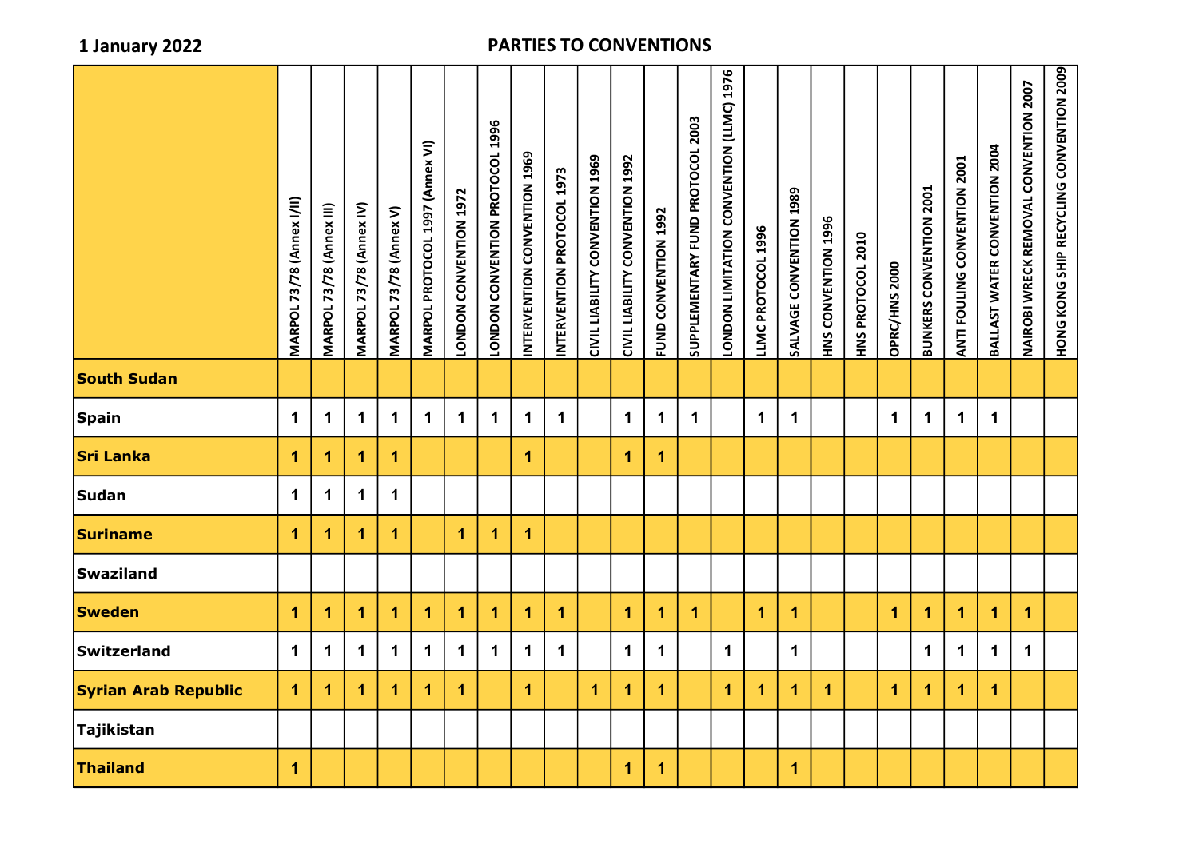**1 January 2022**

**PARTIES TO CONVENTIONS**

| | MARPOL 73/78 (Annex I/II) | MARPOL 73/78 (Annex III) | MARPOL 73/78 (Annex IV) | MARPOL 73/78 (Annex V) | MARPOL PROTOCOL 1997 (Annex VI) | LONDON CONVENTION 1972 | LONDON CONVENTION PROTOCOL 1996 | INTERVENTION CONVENTION 1969 | INTERVENTION PROTOCOL 1973 | CIVIL LIABILITY CONVENTION 1969 | CIVIL LIABILITY CONVENTION 1992 | FUND CONVENTION 1992 | SUPPLEMENTARY FUND PROTOCOL 2003 | LONDON LIMITATION CONVENTION (LLMC) 1976 | LLMC PROTOCOL 1996 | SALVAGE CONVENTION 1989 | HNS CONVENTION 1996 | HNS PROTOCOL 2010 | OPRC/HNS 2000 | BUNKERS CONVENTION 2001 | ANTI FOULING CONVENTION 2001 | BALLAST WATER CONVENTION 2004 | NAIROBI WRECK REMOVAL CONVENTION 2007 | HONG KONG SHIP RECYCLING CONVENTION 2009 |
|---|---|---|---|---|---|---|---|---|---|---|---|---|---|---|---|---|---|---|---|---|---|---|---|---|
| **South Sudan** | | | | | | | | | | | | | | | | | | | | | | | | |
| **Spain** | 1 | 1 | 1 | 1 | 1 | 1 | 1 | 1 | 1 | | 1 | 1 | 1 | | 1 | 1 | | | 1 | 1 | 1 | 1 | | |
| **Sri Lanka** | 1 | 1 | 1 | 1 | | | | 1 | | | 1 | 1 | | | | | | | | | | | | |
| **Sudan** | 1 | 1 | 1 | 1 | | | | | | | | | | | | | | | | | | | | |
| **Suriname** | 1 | 1 | 1 | 1 | | 1 | 1 | 1 | | | | | | | | | | | | | | | | |
| **Swaziland** | | | | | | | | | | | | | | | | | | | | | | | | |
| **Sweden** | 1 | 1 | 1 | 1 | 1 | 1 | 1 | 1 | 1 | | 1 | 1 | 1 | | 1 | 1 | | | 1 | 1 | 1 | 1 | 1 | |
| **Switzerland** | 1 | 1 | 1 | 1 | 1 | 1 | 1 | 1 | 1 | | 1 | 1 | | 1 | | 1 | | | | 1 | 1 | 1 | 1 | |
| **Syrian Arab Republic** | 1 | 1 | 1 | 1 | 1 | 1 | | 1 | | 1 | 1 | 1 | | 1 | 1 | 1 | 1 | | 1 | 1 | 1 | 1 | | |
| **Tajikistan** | | | | | | | | | | | | | | | | | | | | | | | | |
| **Thailand** | 1 | | | | | | | | | | 1 | 1 | | | | 1 | | | | | | | | |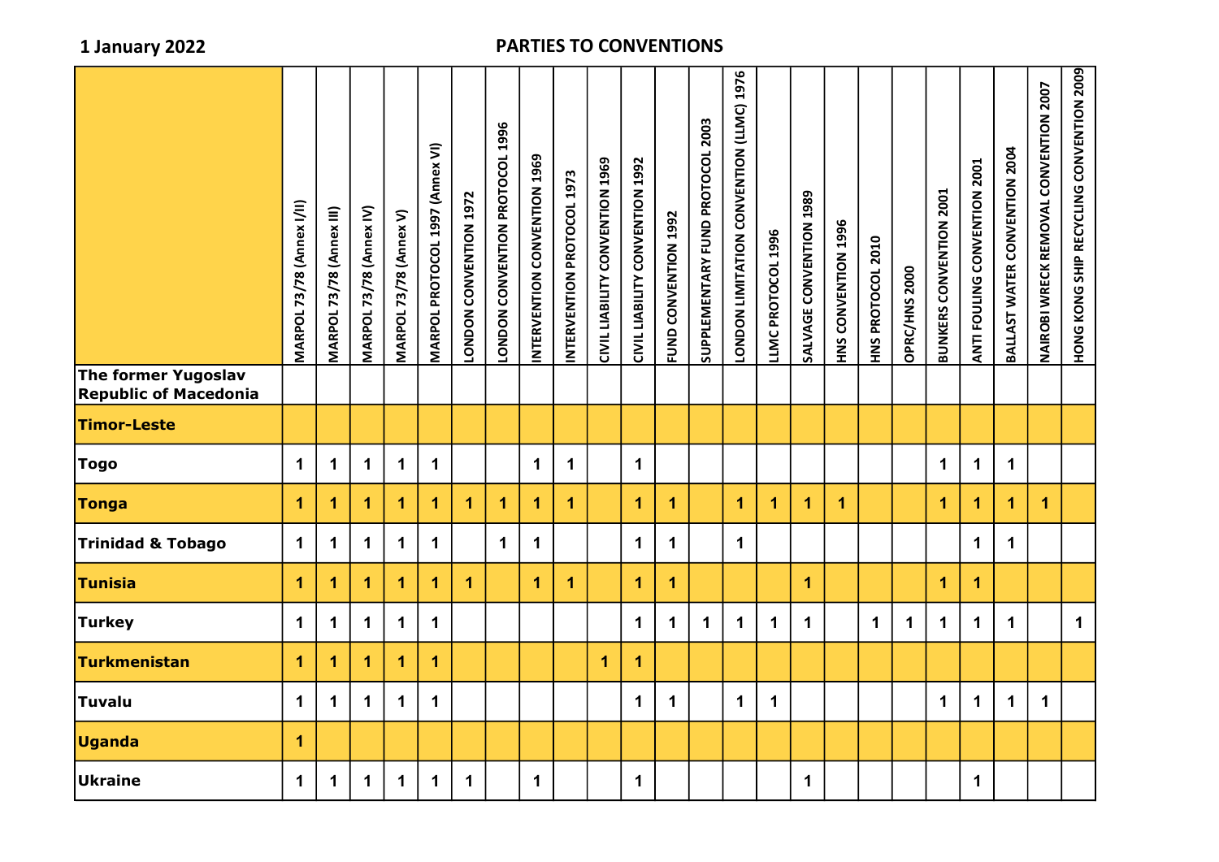**1 January 2022**

## PARTIES TO CONVENTIONS

| | MARPOL 73/78 (Annex I/II) | MARPOL 73/78 (Annex III) | MARPOL 73/78 (Annex IV) | MARPOL 73/78 (Annex V) | MARPOL PROTOCOL 1997 (Annex VI) | LONDON CONVENTION 1972 | LONDON CONVENTION PROTOCOL 1996 | INTERVENTION CONVENTION 1969 | INTERVENTION PROTOCOL 1973 | CIVIL LIABILITY CONVENTION 1969 | CIVIL LIABILITY CONVENTION 1992 | FUND CONVENTION 1992 | SUPPLEMENTARY FUND PROTOCOL 2003 | LONDON LIMITATION CONVENTION (LLMC) 1976 | LLMC PROTOCOL 1996 | SALVAGE CONVENTION 1989 | HNS CONVENTION 1996 | HNS PROTOCOL 2010 | OPRC/HNS 2000 | BUNKERS CONVENTION 2001 | ANTI FOULING CONVENTION 2001 | BALLAST WATER CONVENTION 2004 | NAIROBI WRECK REMOVAL CONVENTION 2007 | HONG KONG SHIP RECYCLING CONVENTION 2009 |
|---|---|---|---|---|---|---|---|---|---|---|---|---|---|---|---|---|---|---|---|---|---|---|---|---|
| **The former Yugoslav Republic of Macedonia** | | | | | | | | | | | | | | | | | | | | | | | | |
| **Timor-Leste** | | | | | | | | | | | | | | | | | | | | | | | | |
| **Togo** | 1 | 1 | 1 | 1 | 1 | | | 1 | 1 | | 1 | | | | | | | | | 1 | 1 | 1 | | |
| **Tonga** | 1 | 1 | 1 | 1 | 1 | 1 | 1 | 1 | 1 | | 1 | 1 | | 1 | 1 | 1 | 1 | | | 1 | 1 | 1 | 1 | |
| **Trinidad & Tobago** | 1 | 1 | 1 | 1 | 1 | | 1 | 1 | | | 1 | 1 | | 1 | | | | | | | 1 | 1 | | |
| **Tunisia** | 1 | 1 | 1 | 1 | 1 | 1 | | 1 | 1 | | 1 | 1 | | | | 1 | | | | 1 | 1 | | | |
| **Turkey** | 1 | 1 | 1 | 1 | 1 | | | | | | 1 | 1 | 1 | 1 | 1 | 1 | | 1 | 1 | 1 | 1 | 1 | | 1 |
| **Turkmenistan** | 1 | 1 | 1 | 1 | 1 | | | | | 1 | 1 | | | | | | | | | | | | | |
| **Tuvalu** | 1 | 1 | 1 | 1 | 1 | | | | | | 1 | 1 | | 1 | 1 | | | | | 1 | 1 | 1 | 1 | |
| **Uganda** | 1 | | | | | | | | | | | | | | | | | | | | | | | |
| **Ukraine** | 1 | 1 | 1 | 1 | 1 | 1 | | 1 | | | 1 | | | | | 1 | | | | | 1 | | | |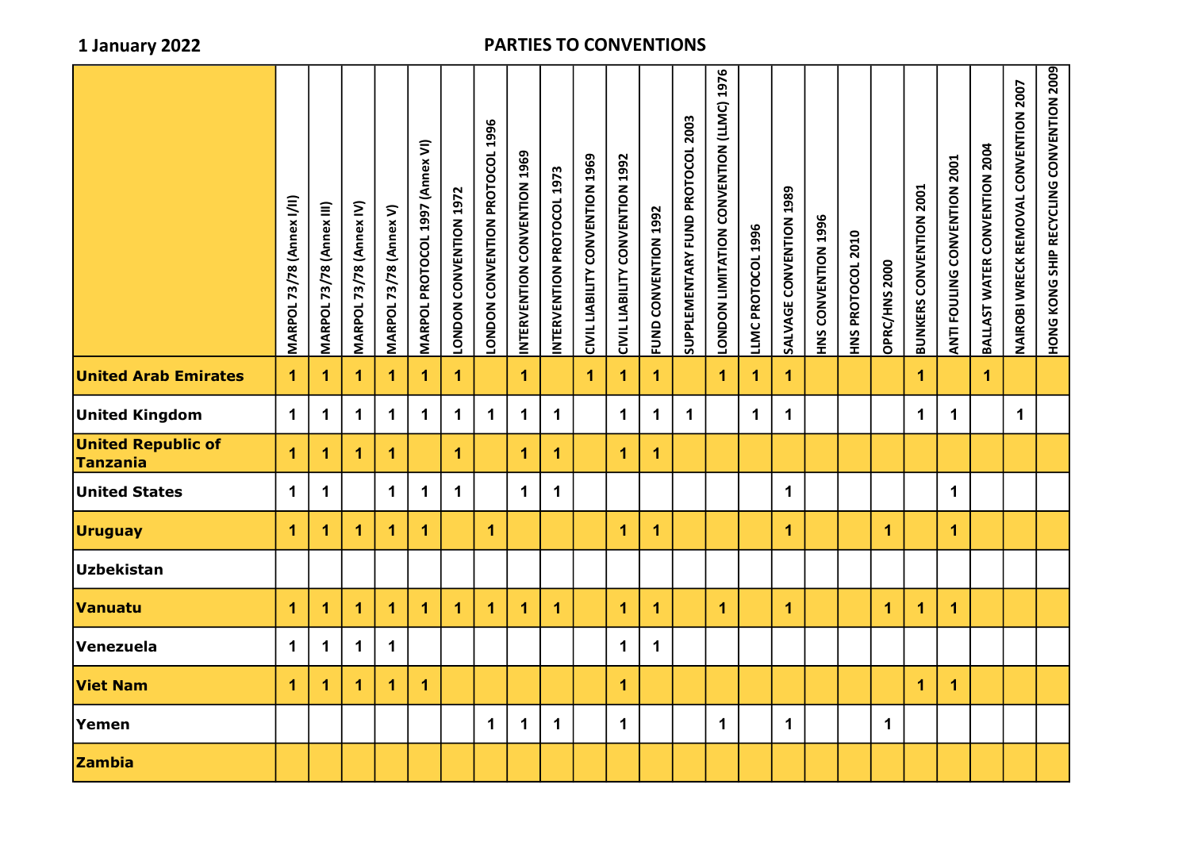1 January 2022

# PARTIES TO CONVENTIONS

| | MARPOL 73/78 (Annex I/II) | MARPOL 73/78 (Annex III) | MARPOL 73/78 (Annex IV) | MARPOL 73/78 (Annex V) | MARPOL PROTOCOL 1997 (Annex VI) | LONDON CONVENTION 1972 | LONDON CONVENTION PROTOCOL 1996 | INTERVENTION CONVENTION 1969 | INTERVENTION PROTOCOL 1973 | CIVIL LIABILITY CONVENTION 1969 | CIVIL LIABILITY CONVENTION 1992 | FUND CONVENTION 1992 | SUPPLEMENTARY FUND PROTOCOL 2003 | LONDON LIMITATION CONVENTION (LLMC) 1976 | LLMC PROTOCOL 1996 | SALVAGE CONVENTION 1989 | HNS CONVENTION 1996 | HNS PROTOCOL 2010 | OPRC/HNS 2000 | BUNKERS CONVENTION 2001 | ANTI FOULING CONVENTION 2001 | BALLAST WATER CONVENTION 2004 | NAIROBI WRECK REMOVAL CONVENTION 2007 | HONG KONG SHIP RECYCLING CONVENTION 2009 |
|---|---|---|---|---|---|---|---|---|---|---|---|---|---|---|---|---|---|---|---|---|---|---|---|---|
| **United Arab Emirates** | 1 | 1 | 1 | 1 | 1 | 1 | | 1 | | 1 | 1 | 1 | | 1 | 1 | 1 | | | | 1 | | 1 | | |
| **United Kingdom** | 1 | 1 | 1 | 1 | 1 | 1 | 1 | 1 | 1 | | 1 | 1 | 1 | | 1 | 1 | | | | 1 | 1 | | 1 | |
| **United Republic of Tanzania** | 1 | 1 | 1 | 1 | | 1 | | 1 | 1 | | 1 | 1 | | | | | | | | | | | | |
| **United States** | 1 | 1 | | 1 | 1 | 1 | | 1 | 1 | | | | | | | 1 | | | | | 1 | | | |
| **Uruguay** | 1 | 1 | 1 | 1 | 1 | | 1 | | | | 1 | 1 | | | | 1 | | | 1 | | 1 | | | |
| **Uzbekistan** | | | | | | | | | | | | | | | | | | | | | | | | |
| **Vanuatu** | 1 | 1 | 1 | 1 | 1 | 1 | 1 | 1 | 1 | | 1 | 1 | | 1 | | 1 | | | 1 | 1 | 1 | | | |
| **Venezuela** | 1 | 1 | 1 | 1 | | | | | | | 1 | 1 | | | | | | | | | | | | |
| **Viet Nam** | 1 | 1 | 1 | 1 | 1 | | | | | | 1 | | | | | | | | | 1 | 1 | | | |
| **Yemen** | | | | | | | 1 | 1 | 1 | | 1 | | | 1 | | 1 | | | 1 | | | | | |
| **Zambia** | | | | | | | | | | | | | | | | | | | | | | | | |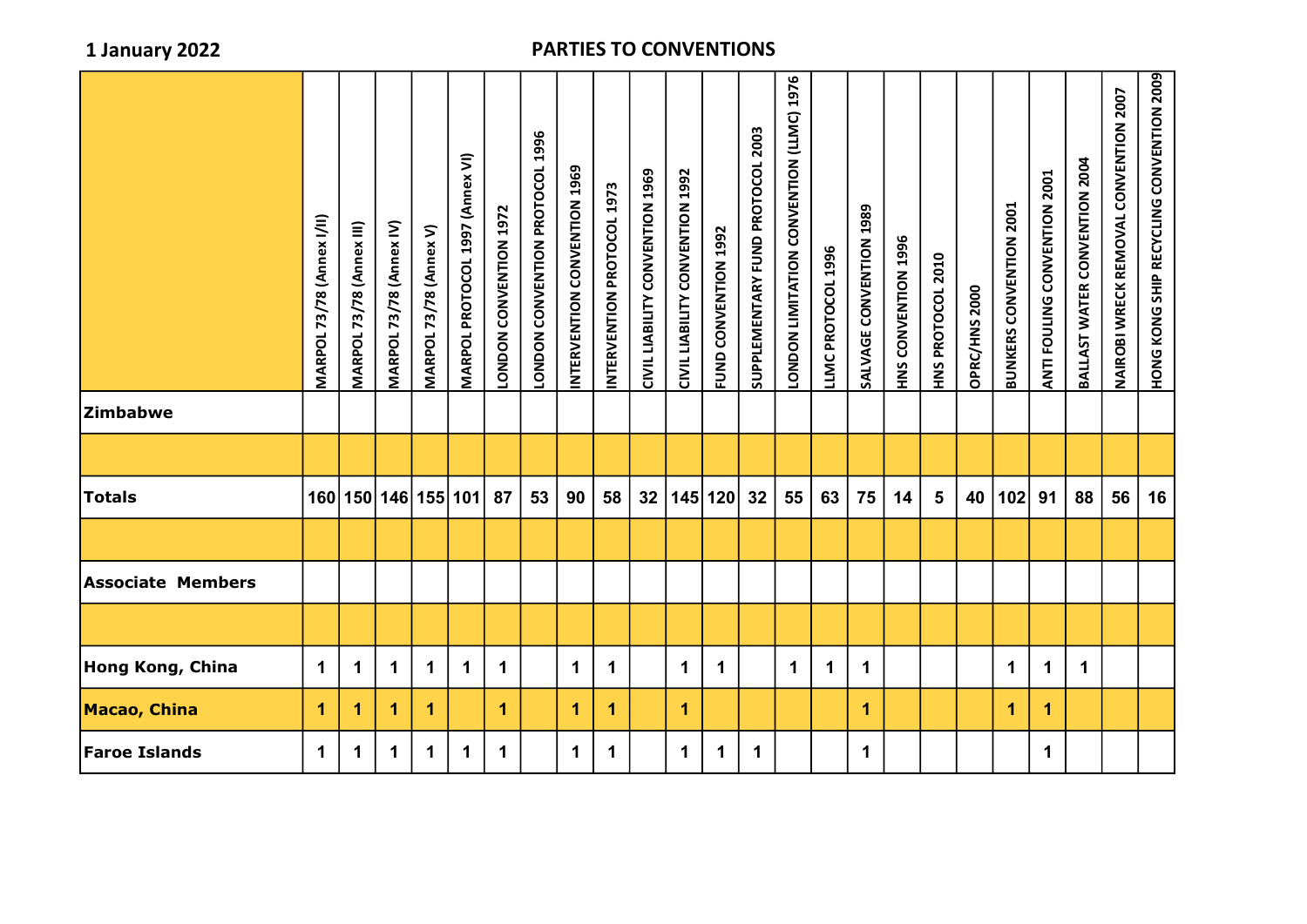**1 January 2022**

## PARTIES TO CONVENTIONS

| | MARPOL 73/78 (Annex I/II) | MARPOL 73/78 (Annex III) | MARPOL 73/78 (Annex IV) | MARPOL 73/78 (Annex V) | MARPOL PROTOCOL 1997 (Annex VI) | LONDON CONVENTION 1972 | LONDON CONVENTION PROTOCOL 1996 | INTERVENTION CONVENTION 1969 | INTERVENTION PROTOCOL 1973 | CIVIL LIABILITY CONVENTION 1969 | CIVIL LIABILITY CONVENTION 1992 | FUND CONVENTION 1992 | SUPPLEMENTARY FUND PROTOCOL 2003 | LONDON LIMITATION CONVENTION (LLMC) 1976 | LLMC PROTOCOL 1996 | SALVAGE CONVENTION 1989 | HNS CONVENTION 1996 | HNS PROTOCOL 2010 | OPRC/HNS 2000 | BUNKERS CONVENTION 2001 | ANTI FOULING CONVENTION 2001 | BALLAST WATER CONVENTION 2004 | NAIROBI WRECK REMOVAL CONVENTION 2007 | HONG KONG SHIP RECYCLING CONVENTION 2009 |
|---|---|---|---|---|---|---|---|---|---|---|---|---|---|---|---|---|---|---|---|---|---|---|---|---|
| **Zimbabwe** | | | | | | | | | | | | | | | | | | | | | | | | |
| | | | | | | | | | | | | | | | | | | | | | | | | |
| **Totals** | 160 | 150 | 146 | 155 | 101 | 87 | 53 | 90 | 58 | 32 | 145 | 120 | 32 | 55 | 63 | 75 | 14 | 5 | 40 | 102 | 91 | 88 | 56 | 16 |
| | | | | | | | | | | | | | | | | | | | | | | | | |
| **Associate Members** | | | | | | | | | | | | | | | | | | | | | | | | |
| | | | | | | | | | | | | | | | | | | | | | | | | |
| **Hong Kong, China** | 1 | 1 | 1 | 1 | 1 | 1 | | 1 | 1 | | 1 | 1 | | 1 | 1 | 1 | | | | 1 | 1 | 1 | | |
| **Macao, China** | 1 | 1 | 1 | 1 | | 1 | | 1 | 1 | | 1 | | | | | 1 | | | | 1 | 1 | | | |
| **Faroe Islands** | 1 | 1 | 1 | 1 | 1 | 1 | | 1 | 1 | | 1 | 1 | 1 | | | 1 | | | | | 1 | | | |